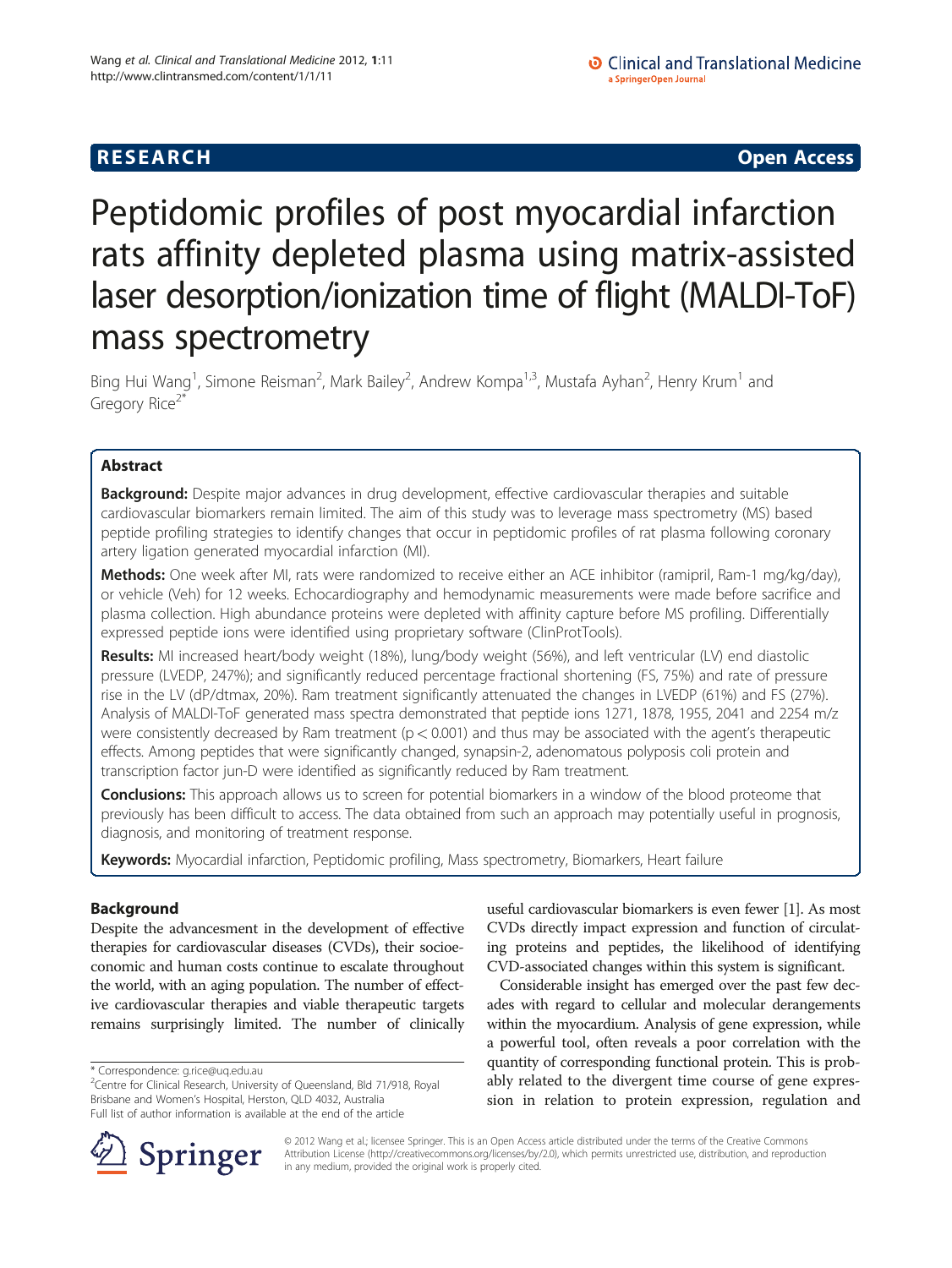**RESEARCH** **Open Access**

# Peptidomic profiles of post myocardial infarction rats affinity depleted plasma using matrix-assisted laser desorption/ionization time of flight (MALDI-ToF) mass spectrometry

Bing Hui Wang[1], Simone Reisman[2], Mark Bailey[2], Andrew Kompa[1,3], Mustafa Ayhan[2], Henry Krum[1] and Gregory Rice[2*]

## Abstract

**Background:** Despite major advances in drug development, effective cardiovascular therapies and suitable cardiovascular biomarkers remain limited. The aim of this study was to leverage mass spectrometry (MS) based peptide profiling strategies to identify changes that occur in peptidomic profiles of rat plasma following coronary artery ligation generated myocardial infarction (MI).

**Methods:** One week after MI, rats were randomized to receive either an ACE inhibitor (ramipril, Ram-1 mg/kg/day), or vehicle (Veh) for 12 weeks. Echocardiography and hemodynamic measurements were made before sacrifice and plasma collection. High abundance proteins were depleted with affinity capture before MS profiling. Differentially expressed peptide ions were identified using proprietary software (ClinProtTools).

**Results:** MI increased heart/body weight (18%), lung/body weight (56%), and left ventricular (LV) end diastolic pressure (LVEDP, 247%); and significantly reduced percentage fractional shortening (FS, 75%) and rate of pressure rise in the LV (dP/dtmax, 20%). Ram treatment significantly attenuated the changes in LVEDP (61%) and FS (27%). Analysis of MALDI-ToF generated mass spectra demonstrated that peptide ions 1271, 1878, 1955, 2041 and 2254 m/z were consistently decreased by Ram treatment ($p < 0.001$) and thus may be associated with the agent's therapeutic effects. Among peptides that were significantly changed, synapsin-2, adenomatous polyposis coli protein and transcription factor jun-D were identified as significantly reduced by Ram treatment.

**Conclusions:** This approach allows us to screen for potential biomarkers in a window of the blood proteome that previously has been difficult to access. The data obtained from such an approach may potentially useful in prognosis, diagnosis, and monitoring of treatment response.

**Keywords:** Myocardial infarction, Peptidomic profiling, Mass spectrometry, Biomarkers, Heart failure

## Background

Despite the advancesment in the development of effective therapies for cardiovascular diseases (CVDs), their socioeconomic and human costs continue to escalate throughout the world, with an aging population. The number of effective cardiovascular therapies and viable therapeutic targets remains surprisingly limited. The number of clinically useful cardiovascular biomarkers is even fewer [1]. As most CVDs directly impact expression and function of circulating proteins and peptides, the likelihood of identifying CVD-associated changes within this system is significant.

Considerable insight has emerged over the past few decades with regard to cellular and molecular derangements within the myocardium. Analysis of gene expression, while a powerful tool, often reveals a poor correlation with the quantity of corresponding functional protein. This is probably related to the divergent time course of gene expression in relation to protein expression, regulation and

\* Correspondence: g.rice@uq.edu.au
[2]Centre for Clinical Research, University of Queensland, Bld 71/918, Royal Brisbane and Women's Hospital, Herston, QLD 4032, Australia
Full list of author information is available at the end of the article

© 2012 Wang et al.; licensee Springer. This is an Open Access article distributed under the terms of the Creative Commons Attribution License (http://creativecommons.org/licenses/by/2.0), which permits unrestricted use, distribution, and reproduction in any medium, provided the original work is properly cited.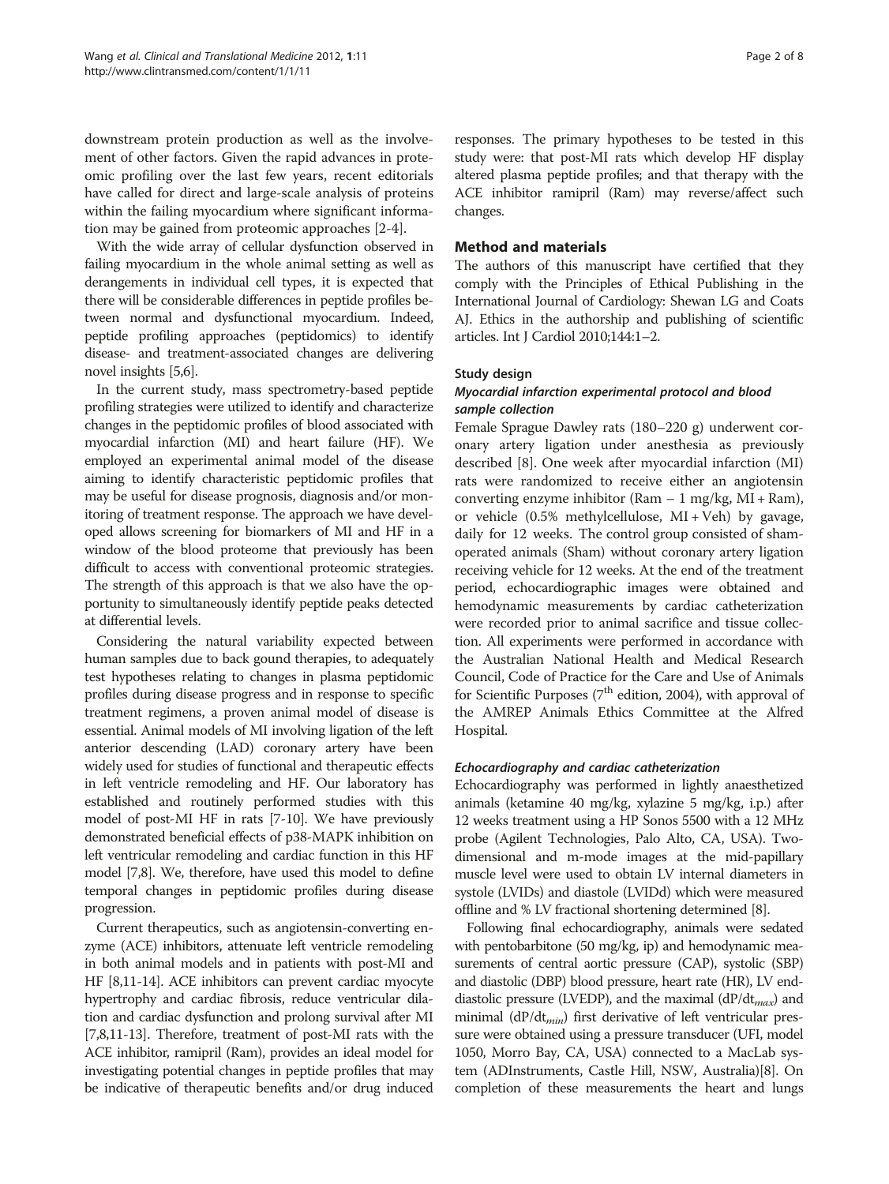downstream protein production as well as the involvement of other factors. Given the rapid advances in proteomic profiling over the last few years, recent editorials have called for direct and large-scale analysis of proteins within the failing myocardium where significant information may be gained from proteomic approaches [2-4].

With the wide array of cellular dysfunction observed in failing myocardium in the whole animal setting as well as derangements in individual cell types, it is expected that there will be considerable differences in peptide profiles between normal and dysfunctional myocardium. Indeed, peptide profiling approaches (peptidomics) to identify disease- and treatment-associated changes are delivering novel insights [5,6].

In the current study, mass spectrometry-based peptide profiling strategies were utilized to identify and characterize changes in the peptidomic profiles of blood associated with myocardial infarction (MI) and heart failure (HF). We employed an experimental animal model of the disease aiming to identify characteristic peptidomic profiles that may be useful for disease prognosis, diagnosis and/or monitoring of treatment response. The approach we have developed allows screening for biomarkers of MI and HF in a window of the blood proteome that previously has been difficult to access with conventional proteomic strategies. The strength of this approach is that we also have the opportunity to simultaneously identify peptide peaks detected at differential levels.

Considering the natural variability expected between human samples due to back gound therapies, to adequately test hypotheses relating to changes in plasma peptidomic profiles during disease progress and in response to specific treatment regimens, a proven animal model of disease is essential. Animal models of MI involving ligation of the left anterior descending (LAD) coronary artery have been widely used for studies of functional and therapeutic effects in left ventricle remodeling and HF. Our laboratory has established and routinely performed studies with this model of post-MI HF in rats [7-10]. We have previously demonstrated beneficial effects of p38-MAPK inhibition on left ventricular remodeling and cardiac function in this HF model [7,8]. We, therefore, have used this model to define temporal changes in peptidomic profiles during disease progression.

Current therapeutics, such as angiotensin-converting enzyme (ACE) inhibitors, attenuate left ventricle remodeling in both animal models and in patients with post-MI and HF [8,11-14]. ACE inhibitors can prevent cardiac myocyte hypertrophy and cardiac fibrosis, reduce ventricular dilation and cardiac dysfunction and prolong survival after MI [7,8,11-13]. Therefore, treatment of post-MI rats with the ACE inhibitor, ramipril (Ram), provides an ideal model for investigating potential changes in peptide profiles that may be indicative of therapeutic benefits and/or drug induced responses. The primary hypotheses to be tested in this study were: that post-MI rats which develop HF display altered plasma peptide profiles; and that therapy with the ACE inhibitor ramipril (Ram) may reverse/affect such changes.

## Method and materials

The authors of this manuscript have certified that they comply with the Principles of Ethical Publishing in the International Journal of Cardiology: Shewan LG and Coats AJ. Ethics in the authorship and publishing of scientific articles. Int J Cardiol 2010;144:1–2.

### Study design

#### *Myocardial infarction experimental protocol and blood sample collection*

Female Sprague Dawley rats (180–220 g) underwent coronary artery ligation under anesthesia as previously described [8]. One week after myocardial infarction (MI) rats were randomized to receive either an angiotensin converting enzyme inhibitor (Ram – 1 mg/kg, MI + Ram), or vehicle (0.5% methylcellulose, MI + Veh) by gavage, daily for 12 weeks. The control group consisted of sham-operated animals (Sham) without coronary artery ligation receiving vehicle for 12 weeks. At the end of the treatment period, echocardiographic images were obtained and hemodynamic measurements by cardiac catheterization were recorded prior to animal sacrifice and tissue collection. All experiments were performed in accordance with the Australian National Health and Medical Research Council, Code of Practice for the Care and Use of Animals for Scientific Purposes (7th edition, 2004), with approval of the AMREP Animals Ethics Committee at the Alfred Hospital.

#### *Echocardiography and cardiac catheterization*

Echocardiography was performed in lightly anaesthetized animals (ketamine 40 mg/kg, xylazine 5 mg/kg, i.p.) after 12 weeks treatment using a HP Sonos 5500 with a 12 MHz probe (Agilent Technologies, Palo Alto, CA, USA). Two-dimensional and m-mode images at the mid-papillary muscle level were used to obtain LV internal diameters in systole (LVIDs) and diastole (LVIDd) which were measured offline and % LV fractional shortening determined [8].

Following final echocardiography, animals were sedated with pentobarbitone (50 mg/kg, ip) and hemodynamic measurements of central aortic pressure (CAP), systolic (SBP) and diastolic (DBP) blood pressure, heart rate (HR), LV end-diastolic pressure (LVEDP), and the maximal ($dP/dt_{max}$) and minimal ($dP/dt_{min}$) first derivative of left ventricular pressure were obtained using a pressure transducer (UFI, model 1050, Morro Bay, CA, USA) connected to a MacLab system (ADInstruments, Castle Hill, NSW, Australia)[8]. On completion of these measurements the heart and lungs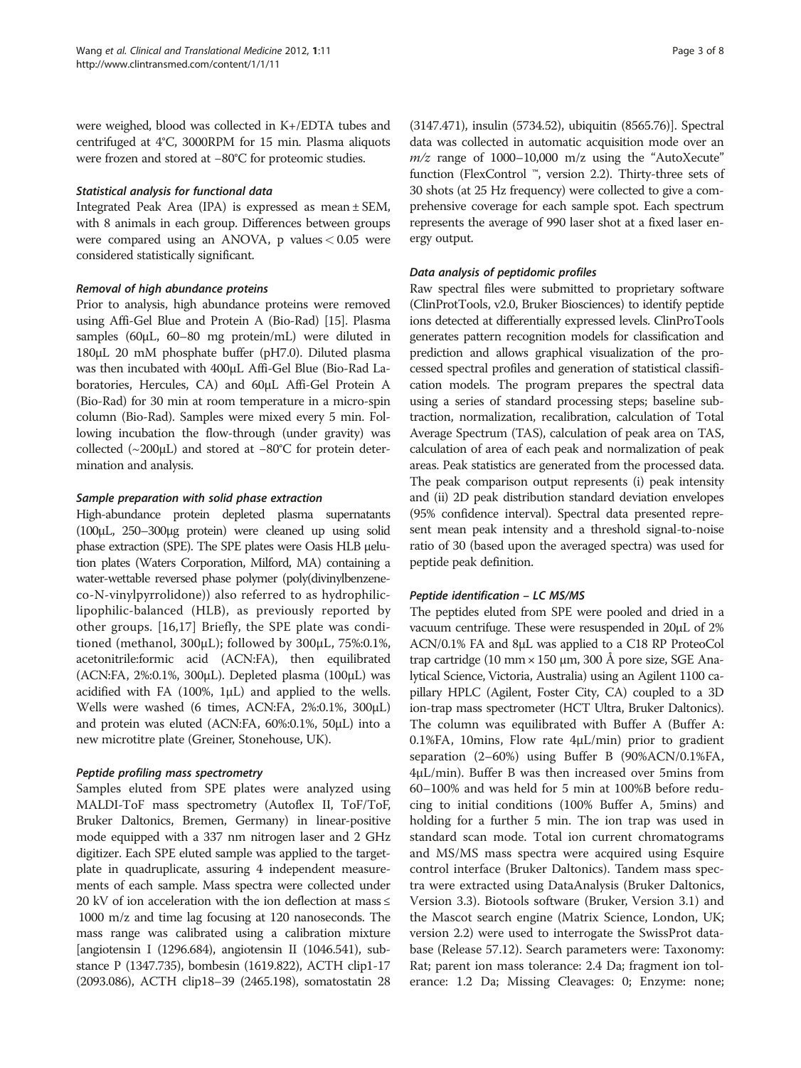were weighed, blood was collected in K+/EDTA tubes and centrifuged at 4°C, 3000RPM for 15 min. Plasma aliquots were frozen and stored at −80°C for proteomic studies.

#### *Statistical analysis for functional data*

Integrated Peak Area (IPA) is expressed as mean ± SEM, with 8 animals in each group. Differences between groups were compared using an ANOVA, p values < 0.05 were considered statistically significant.

#### *Removal of high abundance proteins*

Prior to analysis, high abundance proteins were removed using Affi-Gel Blue and Protein A (Bio-Rad) [15]. Plasma samples (60μL, 60–80 mg protein/mL) were diluted in 180μL 20 mM phosphate buffer (pH7.0). Diluted plasma was then incubated with 400μL Affi-Gel Blue (Bio-Rad Laboratories, Hercules, CA) and 60μL Affi-Gel Protein A (Bio-Rad) for 30 min at room temperature in a micro-spin column (Bio-Rad). Samples were mixed every 5 min. Following incubation the flow-through (under gravity) was collected (~200μL) and stored at −80°C for protein determination and analysis.

#### *Sample preparation with solid phase extraction*

High-abundance protein depleted plasma supernatants (100μL, 250–300μg protein) were cleaned up using solid phase extraction (SPE). The SPE plates were Oasis HLB μelution plates (Waters Corporation, Milford, MA) containing a water-wettable reversed phase polymer (poly(divinylbenzene-co-N-vinylpyrrolidone)) also referred to as hydrophilic-lipophilic-balanced (HLB), as previously reported by other groups. [16,17] Briefly, the SPE plate was conditioned (methanol, 300μL); followed by 300μL, 75%:0.1%, acetonitrile:formic acid (ACN:FA), then equilibrated (ACN:FA, 2%:0.1%, 300μL). Depleted plasma (100μL) was acidified with FA (100%, 1μL) and applied to the wells. Wells were washed (6 times, ACN:FA, 2%:0.1%, 300μL) and protein was eluted (ACN:FA, 60%:0.1%, 50μL) into a new microtitre plate (Greiner, Stonehouse, UK).

#### *Peptide profiling mass spectrometry*

Samples eluted from SPE plates were analyzed using MALDI-ToF mass spectrometry (Autoflex II, ToF/ToF, Bruker Daltonics, Bremen, Germany) in linear-positive mode equipped with a 337 nm nitrogen laser and 2 GHz digitizer. Each SPE eluted sample was applied to the target-plate in quadruplicate, assuring 4 independent measurements of each sample. Mass spectra were collected under 20 kV of ion acceleration with the ion deflection at mass ≤ 1000 m/z and time lag focusing at 120 nanoseconds. The mass range was calibrated using a calibration mixture [angiotensin I (1296.684), angiotensin II (1046.541), substance P (1347.735), bombesin (1619.822), ACTH clip1-17 (2093.086), ACTH clip18–39 (2465.198), somatostatin 28 (3147.471), insulin (5734.52), ubiquitin (8565.76)]. Spectral data was collected in automatic acquisition mode over an *m/z* range of 1000–10,000 m/z using the "AutoXecute" function (FlexControl ™, version 2.2). Thirty-three sets of 30 shots (at 25 Hz frequency) were collected to give a comprehensive coverage for each sample spot. Each spectrum represents the average of 990 laser shot at a fixed laser energy output.

#### *Data analysis of peptidomic profiles*

Raw spectral files were submitted to proprietary software (ClinProtTools, v2.0, Bruker Biosciences) to identify peptide ions detected at differentially expressed levels. ClinProTools generates pattern recognition models for classification and prediction and allows graphical visualization of the processed spectral profiles and generation of statistical classification models. The program prepares the spectral data using a series of standard processing steps; baseline subtraction, normalization, recalibration, calculation of Total Average Spectrum (TAS), calculation of peak area on TAS, calculation of area of each peak and normalization of peak areas. Peak statistics are generated from the processed data. The peak comparison output represents (i) peak intensity and (ii) 2D peak distribution standard deviation envelopes (95% confidence interval). Spectral data presented represent mean peak intensity and a threshold signal-to-noise ratio of 30 (based upon the averaged spectra) was used for peptide peak definition.

#### *Peptide identification – LC MS/MS*

The peptides eluted from SPE were pooled and dried in a vacuum centrifuge. These were resuspended in 20μL of 2% ACN/0.1% FA and 8μL was applied to a C18 RP ProteoCol trap cartridge (10 mm × 150 μm, 300 Å pore size, SGE Analytical Science, Victoria, Australia) using an Agilent 1100 capillary HPLC (Agilent, Foster City, CA) coupled to a 3D ion-trap mass spectrometer (HCT Ultra, Bruker Daltonics). The column was equilibrated with Buffer A (Buffer A: 0.1%FA, 10mins, Flow rate 4μL/min) prior to gradient separation (2–60%) using Buffer B (90%ACN/0.1%FA, 4μL/min). Buffer B was then increased over 5mins from 60–100% and was held for 5 min at 100%B before reducing to initial conditions (100% Buffer A, 5mins) and holding for a further 5 min. The ion trap was used in standard scan mode. Total ion current chromatograms and MS/MS mass spectra were acquired using Esquire control interface (Bruker Daltonics). Tandem mass spectra were extracted using DataAnalysis (Bruker Daltonics, Version 3.3). Biotools software (Bruker, Version 3.1) and the Mascot search engine (Matrix Science, London, UK; version 2.2) were used to interrogate the SwissProt database (Release 57.12). Search parameters were: Taxonomy: Rat; parent ion mass tolerance: 2.4 Da; fragment ion tolerance: 1.2 Da; Missing Cleavages: 0; Enzyme: none;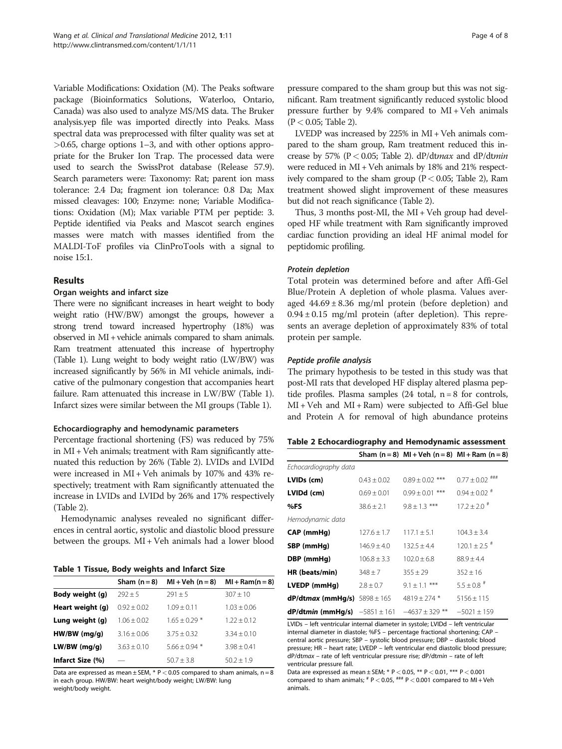Variable Modifications: Oxidation (M). The Peaks software package (Bioinformatics Solutions, Waterloo, Ontario, Canada) was also used to analyze MS/MS data. The Bruker analysis.yep file was imported directly into Peaks. Mass spectral data was preprocessed with filter quality was set at >0.65, charge options 1–3, and with other options appropriate for the Bruker Ion Trap. The processed data were used to search the SwissProt database (Release 57.9). Search parameters were: Taxonomy: Rat; parent ion mass tolerance: 2.4 Da; fragment ion tolerance: 0.8 Da; Max missed cleavages: 100; Enzyme: none; Variable Modifications: Oxidation (M); Max variable PTM per peptide: 3. Peptide identified via Peaks and Mascot search engines masses were match with masses identified from the MALDI-ToF profiles via ClinProTools with a signal to noise 15:1.

## Results

### Organ weights and infarct size

There were no significant increases in heart weight to body weight ratio (HW/BW) amongst the groups, however a strong trend toward increased hypertrophy (18%) was observed in MI + vehicle animals compared to sham animals. Ram treatment attenuated this increase of hypertrophy (Table 1). Lung weight to body weight ratio (LW/BW) was increased significantly by 56% in MI vehicle animals, indicative of the pulmonary congestion that accompanies heart failure. Ram attenuated this increase in LW/BW (Table 1). Infarct sizes were similar between the MI groups (Table 1).

### Echocardiography and hemodynamic parameters

Percentage fractional shortening (FS) was reduced by 75% in MI + Veh animals; treatment with Ram significantly attenuated this reduction by 26% (Table 2). LVIDs and LVIDd were increased in MI + Veh animals by 107% and 43% respectively; treatment with Ram significantly attenuated the increase in LVIDs and LVIDd by 26% and 17% respectively (Table 2).

Hemodynamic analyses revealed no significant differences in central aortic, systolic and diastolic blood pressure between the groups. MI + Veh animals had a lower blood pressure compared to the sham group but this was not significant. Ram treatment significantly reduced systolic blood pressure further by 9.4% compared to MI + Veh animals ($P < 0.05$; Table 2).

LVEDP was increased by 225% in MI + Veh animals compared to the sham group, Ram treatment reduced this increase by 57% ($P < 0.05$; Table 2). dP/dt*max* and dP/dt*min* were reduced in MI + Veh animals by 18% and 21% respectively compared to the sham group ($P < 0.05$; Table 2), Ram treatment showed slight improvement of these measures but did not reach significance (Table 2).

Thus, 3 months post-MI, the MI + Veh group had developed HF while treatment with Ram significantly improved cardiac function providing an ideal HF animal model for peptidomic profiling.

**Table 1 Tissue, Body weights and Infarct Size**

| | Sham (n = 8) | MI + Veh (n = 8) | MI + Ram(n = 8) |
|---|---|---|---|
| **Body weight (g)** | 292 ± 5 | 291 ± 5 | 307 ± 10 |
| **Heart weight (g)** | 0.92 ± 0.02 | 1.09 ± 0.11 | 1.03 ± 0.06 |
| **Lung weight (g)** | 1.06 ± 0.02 | 1.65 ± 0.29 * | 1.22 ± 0.12 |
| **HW/BW (mg/g)** | 3.16 ± 0.06 | 3.75 ± 0.32 | 3.34 ± 0.10 |
| **LW/BW (mg/g)** | 3.63 ± 0.10 | 5.66 ± 0.94 * | 3.98 ± 0.41 |
| **Infarct Size (%)** | — | 50.7 ± 3.8 | 50.2 ± 1.9 |

Data are expressed as mean ± SEM, * $P < 0.05$ compared to sham animals, n = 8 in each group. HW/BW: heart weight/body weight; LW/BW: lung weight/body weight.

### *Protein depletion*

Total protein was determined before and after Affi-Gel Blue/Protein A depletion of whole plasma. Values averaged 44.69 ± 8.36 mg/ml protein (before depletion) and 0.94 ± 0.15 mg/ml protein (after depletion). This represents an average depletion of approximately 83% of total protein per sample.

### *Peptide profile analysis*

The primary hypothesis to be tested in this study was that post-MI rats that developed HF display altered plasma peptide profiles. Plasma samples (24 total, n = 8 for controls, MI + Veh and MI + Ram) were subjected to Affi-Gel blue and Protein A for removal of high abundance proteins

**Table 2 Echocardiography and Hemodynamic assessment**

| | Sham (n = 8) | MI + Veh (n = 8) | MI + Ram (n = 8) |
|---|---|---|---|
| *Echocardiography data* | | | |
| **LVIDs (cm)** | 0.43 ± 0.02 | 0.89 ± 0.02 *** | 0.77 ± 0.02 ### |
| **LVIDd (cm)** | 0.69 ± 0.01 | 0.99 ± 0.01 *** | 0.94 ± 0.02 # |
| **%FS** | 38.6 ± 2.1 | 9.8 ± 1.3 *** | 17.2 ± 2.0 # |
| *Hemodynamic data* | | | |
| **CAP (mmHg)** | 127.6 ± 1.7 | 117.1 ± 5.1 | 104.3 ± 3.4 |
| **SBP (mmHg)** | 146.9 ± 4.0 | 132.5 ± 4.4 | 120.1 ± 2.5 # |
| **DBP (mmHg)** | 106.8 ± 3.3 | 102.0 ± 6.8 | 88.9 ± 4.4 |
| **HR (beats/min)** | 348 ± 7 | 355 ± 29 | 352 ± 16 |
| **LVEDP (mmHg)** | 2.8 ± 0.7 | 9.1 ± 1.1 *** | 5.5 ± 0.8 # |
| **dP/dt*max* (mmHg/s)** | 5898 ± 165 | 4819 ± 274 * | 5156 ± 115 |
| **dP/dt*min* (mmHg/s)** | −5851 ± 161 | −4637 ± 329 ** | −5021 ± 159 |

LVIDs – left ventricular internal diameter in systole; LVIDd – left ventricular internal diameter in diastole; %FS – percentage fractional shortening; CAP – central aortic pressure; SBP – systolic blood pressure; DBP – diastolic blood pressure; HR – heart rate; LVEDP – left ventricular end diastolic blood pressure; dP/dt*max* – rate of left ventricular pressure rise; dP/dt*min* – rate of left ventricular pressure fall.

Data are expressed as mean ± SEM; * $P < 0.05$, ** $P < 0.01$, *** $P < 0.001$ compared to sham animals; # $P < 0.05$, ### $P < 0.001$ compared to MI + Veh animals.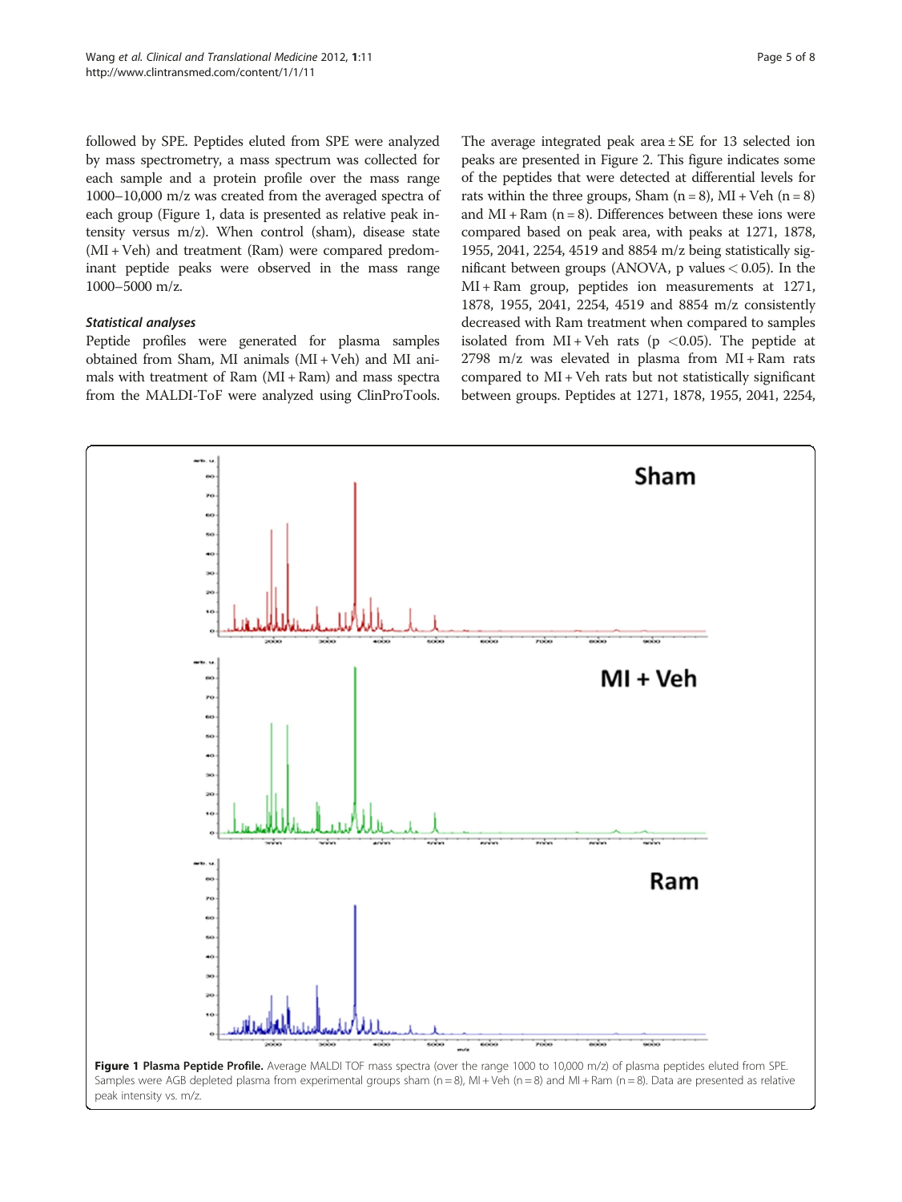followed by SPE. Peptides eluted from SPE were analyzed by mass spectrometry, a mass spectrum was collected for each sample and a protein profile over the mass range 1000–10,000 m/z was created from the averaged spectra of each group (Figure 1, data is presented as relative peak intensity versus m/z). When control (sham), disease state (MI + Veh) and treatment (Ram) were compared predominant peptide peaks were observed in the mass range 1000–5000 m/z.

### *Statistical analyses*

Peptide profiles were generated for plasma samples obtained from Sham, MI animals (MI + Veh) and MI animals with treatment of Ram (MI + Ram) and mass spectra from the MALDI-ToF were analyzed using ClinProTools. The average integrated peak area ± SE for 13 selected ion peaks are presented in Figure 2. This figure indicates some of the peptides that were detected at differential levels for rats within the three groups, Sham (n = 8), MI + Veh (n = 8) and MI + Ram (n = 8). Differences between these ions were compared based on peak area, with peaks at 1271, 1878, 1955, 2041, 2254, 4519 and 8854 m/z being statistically significant between groups (ANOVA, p values < 0.05). In the MI + Ram group, peptides ion measurements at 1271, 1878, 1955, 2041, 2254, 4519 and 8854 m/z consistently decreased with Ram treatment when compared to samples isolated from MI + Veh rats ($p < 0.05$). The peptide at 2798 m/z was elevated in plasma from MI + Ram rats compared to MI + Veh rats but not statistically significant between groups. Peptides at 1271, 1878, 1955, 2041, 2254,

**Figure 1 Plasma Peptide Profile.** Average MALDI TOF mass spectra (over the range 1000 to 10,000 m/z) of plasma peptides eluted from SPE. Samples were AGB depleted plasma from experimental groups sham (n = 8), MI + Veh (n = 8) and MI + Ram (n = 8). Data are presented as relative peak intensity vs. m/z.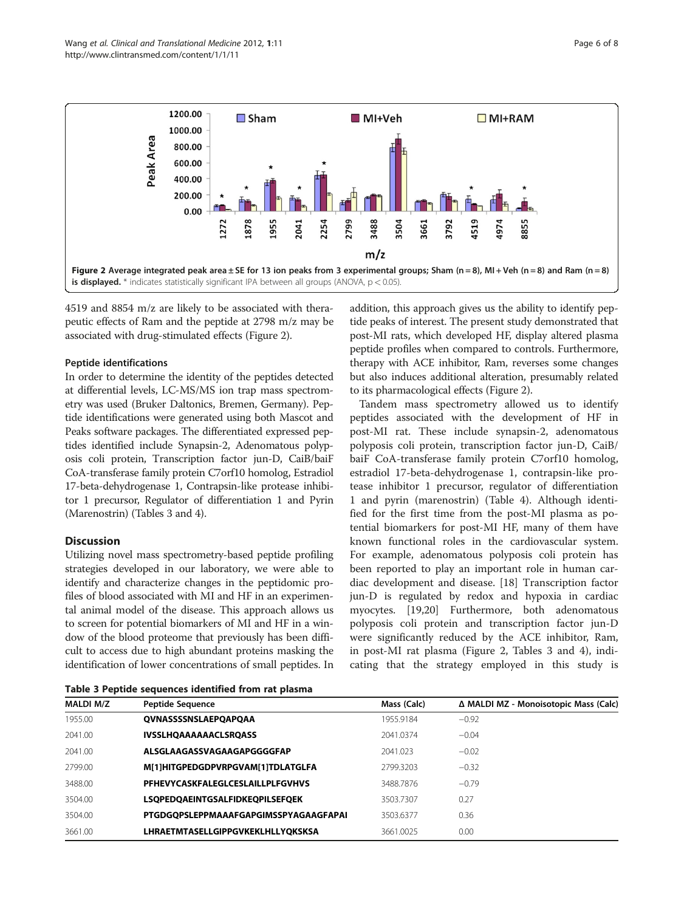Figure 2 Average integrated peak area ± SE for 13 ion peaks from 3 experimental groups; Sham (n = 8), MI + Veh (n = 8) and Ram (n = 8) is displayed. * indicates statistically significant IPA between all groups (ANOVA, $p < 0.05$).

4519 and 8854 m/z are likely to be associated with therapeutic effects of Ram and the peptide at 2798 m/z may be associated with drug-stimulated effects (Figure 2).

### Peptide identifications

In order to determine the identity of the peptides detected at differential levels, LC-MS/MS ion trap mass spectrometry was used (Bruker Daltonics, Bremen, Germany). Peptide identifications were generated using both Mascot and Peaks software packages. The differentiated expressed peptides identified include Synapsin-2, Adenomatous polyposis coli protein, Transcription factor jun-D, CaiB/baiF CoA-transferase family protein C7orf10 homolog, Estradiol 17-beta-dehydrogenase 1, Contrapsin-like protease inhibitor 1 precursor, Regulator of differentiation 1 and Pyrin (Marenostrin) (Tables 3 and 4).

## Discussion

Utilizing novel mass spectrometry-based peptide profiling strategies developed in our laboratory, we were able to identify and characterize changes in the peptidomic profiles of blood associated with MI and HF in an experimental animal model of the disease. This approach allows us to screen for potential biomarkers of MI and HF in a window of the blood proteome that previously has been difficult to access due to high abundant proteins masking the identification of lower concentrations of small peptides. In addition, this approach gives us the ability to identify peptide peaks of interest. The present study demonstrated that post-MI rats, which developed HF, display altered plasma peptide profiles when compared to controls. Furthermore, therapy with ACE inhibitor, Ram, reverses some changes but also induces additional alteration, presumably related to its pharmacological effects (Figure 2).

Tandem mass spectrometry allowed us to identify peptides associated with the development of HF in post-MI rat. These include synapsin-2, adenomatous polyposis coli protein, transcription factor jun-D, CaiB/baiF CoA-transferase family protein C7orf10 homolog, estradiol 17-beta-dehydrogenase 1, contrapsin-like protease inhibitor 1 precursor, regulator of differentiation 1 and pyrin (marenostrin) (Table 4). Although identified for the first time from the post-MI plasma as potential biomarkers for post-MI HF, many of them have known functional roles in the cardiovascular system. For example, adenomatous polyposis coli protein has been reported to play an important role in human cardiac development and disease. [18] Transcription factor jun-D is regulated by redox and hypoxia in cardiac myocytes. [19,20] Furthermore, both adenomatous polyposis coli protein and transcription factor jun-D were significantly reduced by the ACE inhibitor, Ram, in post-MI rat plasma (Figure 2, Tables 3 and 4), indicating that the strategy employed in this study is

**Table 3 Peptide sequences identified from rat plasma**

| MALDI M/Z | Peptide Sequence | Mass (Calc) | Δ MALDI MZ - Monoisotopic Mass (Calc) |
|---|---|---|---|
| 1955.00 | **QVNASSSSNSLAEPQAPQAA** | 1955.9184 | −0.92 |
| 2041.00 | **IVSSLHQAAAAAACLSRQASS** | 2041.0374 | −0.04 |
| 2041.00 | **ALSGLAAGASSVAGAAGAPGGGGFAP** | 2041.023 | −0.02 |
| 2799.00 | **M[1]HITGPEDGDPVRPGVAM[1]TDLATGLFA** | 2799.3203 | −0.32 |
| 3488.00 | **PFHEVYCASKFALEGLCESLAILLPLFGVHVS** | 3488.7876 | −0.79 |
| 3504.00 | **LSQPEDQAEINTGSALFIDKEQPILSEFQEK** | 3503.7307 | 0.27 |
| 3504.00 | **PTGDGQPSLEPPMAAAFGAPGIMSSPYAGAAGFAPAI** | 3503.6377 | 0.36 |
| 3661.00 | **LHRAETMTASELLGIPPGVKEKLHLLYQKSKSA** | 3661.0025 | 0.00 |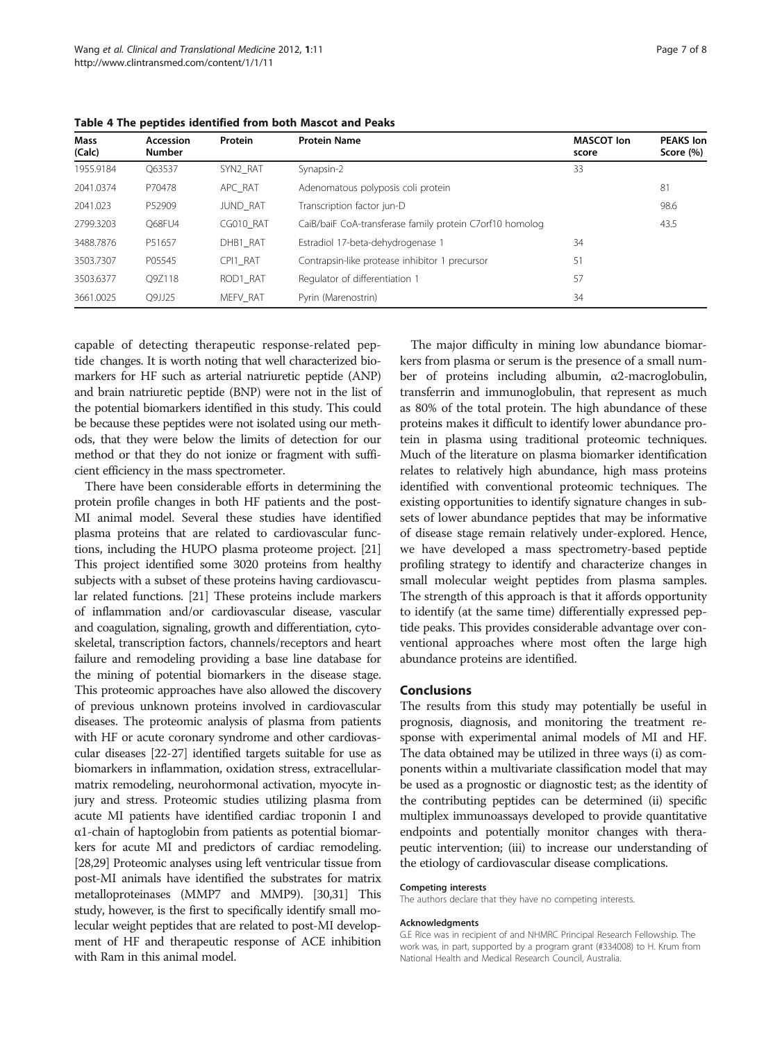**Table 4 The peptides identified from both Mascot and Peaks**

| Mass (Calc) | Accession Number | Protein | Protein Name | MASCOT Ion score | PEAKS Ion Score (%) |
|---|---|---|---|---|---|
| 1955.9184 | Q63537 | SYN2_RAT | Synapsin-2 | 33 | |
| 2041.0374 | P70478 | APC_RAT | Adenomatous polyposis coli protein | | 81 |
| 2041.023 | P52909 | JUND_RAT | Transcription factor jun-D | | 98.6 |
| 2799.3203 | Q68FU4 | CG010_RAT | CaiB/baiF CoA-transferase family protein C7orf10 homolog | | 43.5 |
| 3488.7876 | P51657 | DHB1_RAT | Estradiol 17-beta-dehydrogenase 1 | 34 | |
| 3503.7307 | P05545 | CPI1_RAT | Contrapsin-like protease inhibitor 1 precursor | 51 | |
| 3503.6377 | Q9Z118 | ROD1_RAT | Regulator of differentiation 1 | 57 | |
| 3661.0025 | Q9JJ25 | MEFV_RAT | Pyrin (Marenostrin) | 34 | |

capable of detecting therapeutic response-related peptide changes. It is worth noting that well characterized biomarkers for HF such as arterial natriuretic peptide (ANP) and brain natriuretic peptide (BNP) were not in the list of the potential biomarkers identified in this study. This could be because these peptides were not isolated using our methods, that they were below the limits of detection for our method or that they do not ionize or fragment with sufficient efficiency in the mass spectrometer.

There have been considerable efforts in determining the protein profile changes in both HF patients and the post-MI animal model. Several these studies have identified plasma proteins that are related to cardiovascular functions, including the HUPO plasma proteome project. [21] This project identified some 3020 proteins from healthy subjects with a subset of these proteins having cardiovascular related functions. [21] These proteins include markers of inflammation and/or cardiovascular disease, vascular and coagulation, signaling, growth and differentiation, cytoskeletal, transcription factors, channels/receptors and heart failure and remodeling providing a base line database for the mining of potential biomarkers in the disease stage. This proteomic approaches have also allowed the discovery of previous unknown proteins involved in cardiovascular diseases. The proteomic analysis of plasma from patients with HF or acute coronary syndrome and other cardiovascular diseases [22-27] identified targets suitable for use as biomarkers in inflammation, oxidation stress, extracellular-matrix remodeling, neurohormonal activation, myocyte injury and stress. Proteomic studies utilizing plasma from acute MI patients have identified cardiac troponin I and α1-chain of haptoglobin from patients as potential biomarkers for acute MI and predictors of cardiac remodeling. [28,29] Proteomic analyses using left ventricular tissue from post-MI animals have identified the substrates for matrix metalloproteinases (MMP7 and MMP9). [30,31] This study, however, is the first to specifically identify small molecular weight peptides that are related to post-MI development of HF and therapeutic response of ACE inhibition with Ram in this animal model.

The major difficulty in mining low abundance biomarkers from plasma or serum is the presence of a small number of proteins including albumin, α2-macroglobulin, transferrin and immunoglobulin, that represent as much as 80% of the total protein. The high abundance of these proteins makes it difficult to identify lower abundance protein in plasma using traditional proteomic techniques. Much of the literature on plasma biomarker identification relates to relatively high abundance, high mass proteins identified with conventional proteomic techniques. The existing opportunities to identify signature changes in subsets of lower abundance peptides that may be informative of disease stage remain relatively under-explored. Hence, we have developed a mass spectrometry-based peptide profiling strategy to identify and characterize changes in small molecular weight peptides from plasma samples. The strength of this approach is that it affords opportunity to identify (at the same time) differentially expressed peptide peaks. This provides considerable advantage over conventional approaches where most often the large high abundance proteins are identified.

## Conclusions

The results from this study may potentially be useful in prognosis, diagnosis, and monitoring the treatment response with experimental animal models of MI and HF. The data obtained may be utilized in three ways (i) as components within a multivariate classification model that may be used as a prognostic or diagnostic test; as the identity of the contributing peptides can be determined (ii) specific multiplex immunoassays developed to provide quantitative endpoints and potentially monitor changes with therapeutic intervention; (iii) to increase our understanding of the etiology of cardiovascular disease complications.

#### Competing interests

The authors declare that they have no competing interests.

#### Acknowledgments

G.E Rice was in recipient of and NHMRC Principal Research Fellowship. The work was, in part, supported by a program grant (#334008) to H. Krum from National Health and Medical Research Council, Australia.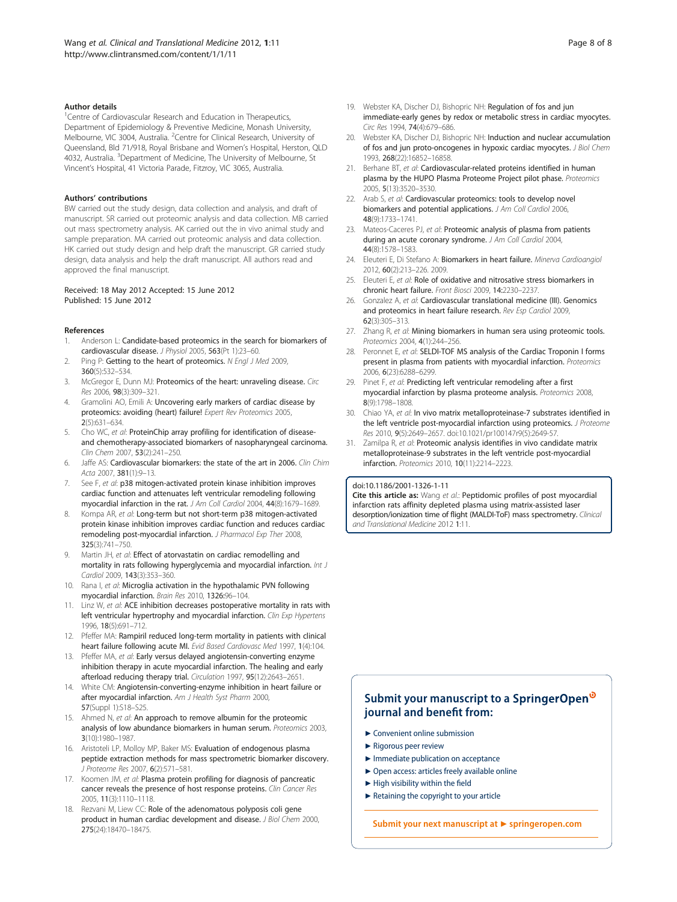### Author details

[1]Centre of Cardiovascular Research and Education in Therapeutics, Department of Epidemiology & Preventive Medicine, Monash University, Melbourne, VIC 3004, Australia. [2]Centre for Clinical Research, University of Queensland, Bld 71/918, Royal Brisbane and Women's Hospital, Herston, QLD 4032, Australia. [3]Department of Medicine, The University of Melbourne, St Vincent's Hospital, 41 Victoria Parade, Fitzroy, VIC 3065, Australia.

### Authors' contributions

BW carried out the study design, data collection and analysis, and draft of manuscript. SR carried out proteomic analysis and data collection. MB carried out mass spectrometry analysis. AK carried out the in vivo animal study and sample preparation. MA carried out proteomic analysis and data collection. HK carried out study design and help draft the manuscript. GR carried study design, data analysis and help the draft manuscript. All authors read and approved the final manuscript.

Received: 18 May 2012 Accepted: 15 June 2012
Published: 15 June 2012

### References

1. Anderson L: **Candidate-based proteomics in the search for biomarkers of cardiovascular disease.** *J Physiol* 2005, **563**(Pt 1):23–60.
2. Ping P: **Getting to the heart of proteomics.** *N Engl J Med* 2009, **360**(5):532–534.
3. McGregor E, Dunn MJ: **Proteomics of the heart: unraveling disease.** *Circ Res* 2006, **98**(3):309–321.
4. Gramolini AO, Emili A: **Uncovering early markers of cardiac disease by proteomics: avoiding (heart) failure!** *Expert Rev Proteomics* 2005, **2**(5):631–634.
5. Cho WC, *et al*: **ProteinChip array profiling for identification of disease- and chemotherapy-associated biomarkers of nasopharyngeal carcinoma.** *Clin Chem* 2007, **53**(2):241–250.
6. Jaffe AS: **Cardiovascular biomarkers: the state of the art in 2006.** *Clin Chim Acta* 2007, **381**(1):9–13.
7. See F, *et al*: **p38 mitogen-activated protein kinase inhibition improves cardiac function and attenuates left ventricular remodeling following myocardial infarction in the rat.** *J Am Coll Cardiol* 2004, **44**(8):1679–1689.
8. Kompa AR, *et al*: **Long-term but not short-term p38 mitogen-activated protein kinase inhibition improves cardiac function and reduces cardiac remodeling post-myocardial infarction.** *J Pharmacol Exp Ther* 2008, **325**(3):741–750.
9. Martin JH, *et al*: **Effect of atorvastatin on cardiac remodelling and mortality in rats following hyperglycemia and myocardial infarction.** *Int J Cardiol* 2009, **143**(3):353–360.
10. Rana I, *et al*: **Microglia activation in the hypothalamic PVN following myocardial infarction.** *Brain Res* 2010, **1326**:96–104.
11. Linz W, *et al*: **ACE inhibition decreases postoperative mortality in rats with left ventricular hypertrophy and myocardial infarction.** *Clin Exp Hypertens* 1996, **18**(5):691–712.
12. Pfeffer MA: **Rampiril reduced long-term mortality in patients with clinical heart failure following acute MI.** *Evid Based Cardiovasc Med* 1997, **1**(4):104.
13. Pfeffer MA, *et al*: **Early versus delayed angiotensin-converting enzyme inhibition therapy in acute myocardial infarction. The healing and early afterload reducing therapy trial.** *Circulation* 1997, **95**(12):2643–2651.
14. White CM: **Angiotensin-converting-enzyme inhibition in heart failure or after myocardial infarction.** *Am J Health Syst Pharm* 2000, **57**(Suppl 1):S18–S25.
15. Ahmed N, *et al*: **An approach to remove albumin for the proteomic analysis of low abundance biomarkers in human serum.** *Proteomics* 2003, **3**(10):1980–1987.
16. Aristoteli LP, Molloy MP, Baker MS: **Evaluation of endogenous plasma peptide extraction methods for mass spectrometric biomarker discovery.** *J Proteome Res* 2007, **6**(2):571–581.
17. Koomen JM, *et al*: **Plasma protein profiling for diagnosis of pancreatic cancer reveals the presence of host response proteins.** *Clin Cancer Res* 2005, **11**(3):1110–1118.
18. Rezvani M, Liew CC: **Role of the adenomatous polyposis coli gene product in human cardiac development and disease.** *J Biol Chem* 2000, **275**(24):18470–18475.
19. Webster KA, Discher DJ, Bishopric NH: **Regulation of fos and jun immediate-early genes by redox or metabolic stress in cardiac myocytes.** *Circ Res* 1994, **74**(4):679–686.
20. Webster KA, Discher DJ, Bishopric NH: **Induction and nuclear accumulation of fos and jun proto-oncogenes in hypoxic cardiac myocytes.** *J Biol Chem* 1993, **268**(22):16852–16858.
21. Berhane BT, *et al*: **Cardiovascular-related proteins identified in human plasma by the HUPO Plasma Proteome Project pilot phase.** *Proteomics* 2005, **5**(13):3520–3530.
22. Arab S, *et al*: **Cardiovascular proteomics: tools to develop novel biomarkers and potential applications.** *J Am Coll Cardiol* 2006, **48**(9):1733–1741.
23. Mateos-Caceres PJ, *et al*: **Proteomic analysis of plasma from patients during an acute coronary syndrome.** *J Am Coll Cardiol* 2004, **44**(8):1578–1583.
24. Eleuteri E, Di Stefano A: **Biomarkers in heart failure.** *Minerva Cardioangiol* 2012, **60**(2):213–226. 2009.
25. Eleuteri E, *et al*: **Role of oxidative and nitrosative stress biomarkers in chronic heart failure.** *Front Biosci* 2009, **14**:2230–2237.
26. Gonzalez A, *et al*: **Cardiovascular translational medicine (III). Genomics and proteomics in heart failure research.** *Rev Esp Cardiol* 2009, **62**(3):305–313.
27. Zhang R, *et al*: **Mining biomarkers in human sera using proteomic tools.** *Proteomics* 2004, **4**(1):244–256.
28. Peronnet E, *et al*: **SELDI-TOF MS analysis of the Cardiac Troponin I forms present in plasma from patients with myocardial infarction.** *Proteomics* 2006, **6**(23):6288–6299.
29. Pinet F, *et al*: **Predicting left ventricular remodeling after a first myocardial infarction by plasma proteome analysis.** *Proteomics* 2008, **8**(9):1798–1808.
30. Chiao YA, *et al*: **In vivo matrix metalloproteinase-7 substrates identified in the left ventricle post-myocardial infarction using proteomics.** *J Proteome Res* 2010, **9**(5):2649–2657. doi:10.1021/pr100147r9(5):2649-57.
31. Zamilpa R, *et al*: **Proteomic analysis identifies in vivo candidate matrix metalloproteinase-9 substrates in the left ventricle post-myocardial infarction.** *Proteomics* 2010, **10**(11):2214–2223.

doi:10.1186/2001-1326-1-11
**Cite this article as:** Wang *et al.*: Peptidomic profiles of post myocardial infarction rats affinity depleted plasma using matrix-assisted laser desorption/ionization time of flight (MALDI-ToF) mass spectrometry. *Clinical and Translational Medicine* 2012 **1**:11.

**Submit your manuscript to a SpringerOpen journal and benefit from:**

- ► Convenient online submission
- ► Rigorous peer review
- ► Immediate publication on acceptance
- ► Open access: articles freely available online
- ► High visibility within the field
- ► Retaining the copyright to your article

**Submit your next manuscript at ► springeropen.com**